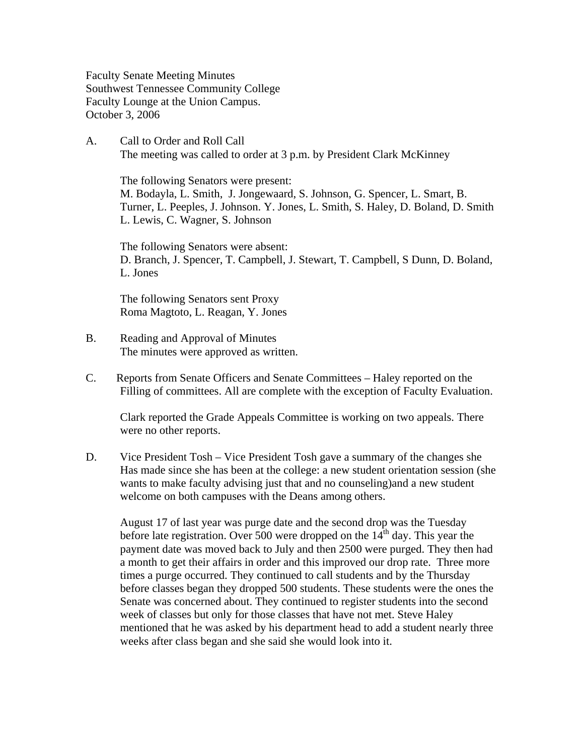Faculty Senate Meeting Minutes
Southwest Tennessee Community College
Faculty Lounge at the Union Campus.
October 3, 2006

A. Call to Order and Roll Call
The meeting was called to order at 3 p.m. by President Clark McKinney

The following Senators were present:
M. Bodayla, L. Smith, J. Jongewaard, S. Johnson, G. Spencer, L. Smart, B. Turner, L. Peeples, J. Johnson. Y. Jones, L. Smith, S. Haley, D. Boland, D. Smith L. Lewis, C. Wagner, S. Johnson

The following Senators were absent:
D. Branch, J. Spencer, T. Campbell, J. Stewart, T. Campbell, S Dunn, D. Boland, L. Jones

The following Senators sent Proxy
Roma Magtoto, L. Reagan, Y. Jones

B. Reading and Approval of Minutes
The minutes were approved as written.

C. Reports from Senate Officers and Senate Committees – Haley reported on the Filling of committees. All are complete with the exception of Faculty Evaluation.

Clark reported the Grade Appeals Committee is working on two appeals. There were no other reports.

D. Vice President Tosh – Vice President Tosh gave a summary of the changes she Has made since she has been at the college: a new student orientation session (she wants to make faculty advising just that and no counseling)and a new student welcome on both campuses with the Deans among others.

August 17 of last year was purge date and the second drop was the Tuesday before late registration. Over 500 were dropped on the 14th day. This year the payment date was moved back to July and then 2500 were purged. They then had a month to get their affairs in order and this improved our drop rate. Three more times a purge occurred. They continued to call students and by the Thursday before classes began they dropped 500 students. These students were the ones the Senate was concerned about. They continued to register students into the second week of classes but only for those classes that have not met. Steve Haley mentioned that he was asked by his department head to add a student nearly three weeks after class began and she said she would look into it.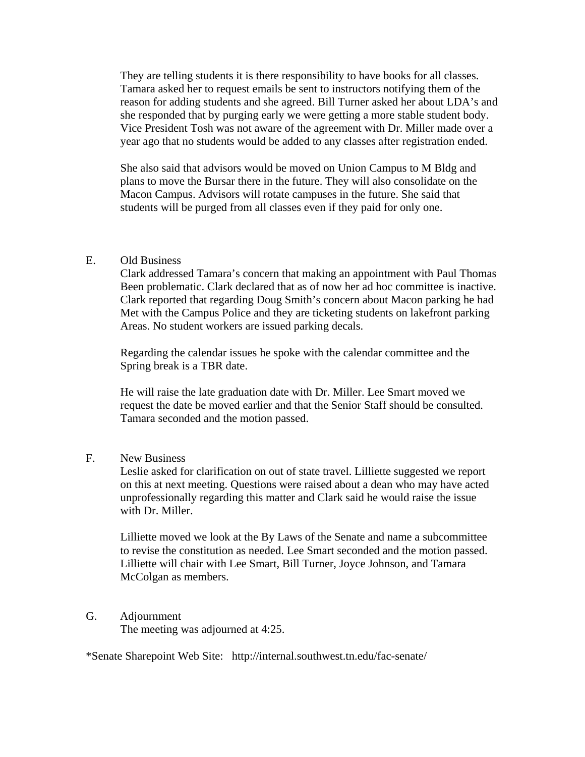They are telling students it is there responsibility to have books for all classes. Tamara asked her to request emails be sent to instructors notifying them of the reason for adding students and she agreed. Bill Turner asked her about LDA's and she responded that by purging early we were getting a more stable student body. Vice President Tosh was not aware of the agreement with Dr. Miller made over a year ago that no students would be added to any classes after registration ended.

She also said that advisors would be moved on Union Campus to M Bldg and plans to move the Bursar there in the future. They will also consolidate on the Macon Campus. Advisors will rotate campuses in the future. She said that students will be purged from all classes even if they paid for only one.

E. Old Business

Clark addressed Tamara's concern that making an appointment with Paul Thomas Been problematic. Clark declared that as of now her ad hoc committee is inactive. Clark reported that regarding Doug Smith's concern about Macon parking he had Met with the Campus Police and they are ticketing students on lakefront parking Areas. No student workers are issued parking decals.

Regarding the calendar issues he spoke with the calendar committee and the Spring break is a TBR date.

He will raise the late graduation date with Dr. Miller. Lee Smart moved we request the date be moved earlier and that the Senior Staff should be consulted. Tamara seconded and the motion passed.

F. New Business

Leslie asked for clarification on out of state travel. Lilliette suggested we report on this at next meeting. Questions were raised about a dean who may have acted unprofessionally regarding this matter and Clark said he would raise the issue with Dr. Miller.

Lilliette moved we look at the By Laws of the Senate and name a subcommittee to revise the constitution as needed. Lee Smart seconded and the motion passed. Lilliette will chair with Lee Smart, Bill Turner, Joyce Johnson, and Tamara McColgan as members.

G. Adjournment

The meeting was adjourned at 4:25.

*Senate Sharepoint Web Site: http://internal.southwest.tn.edu/fac-senate/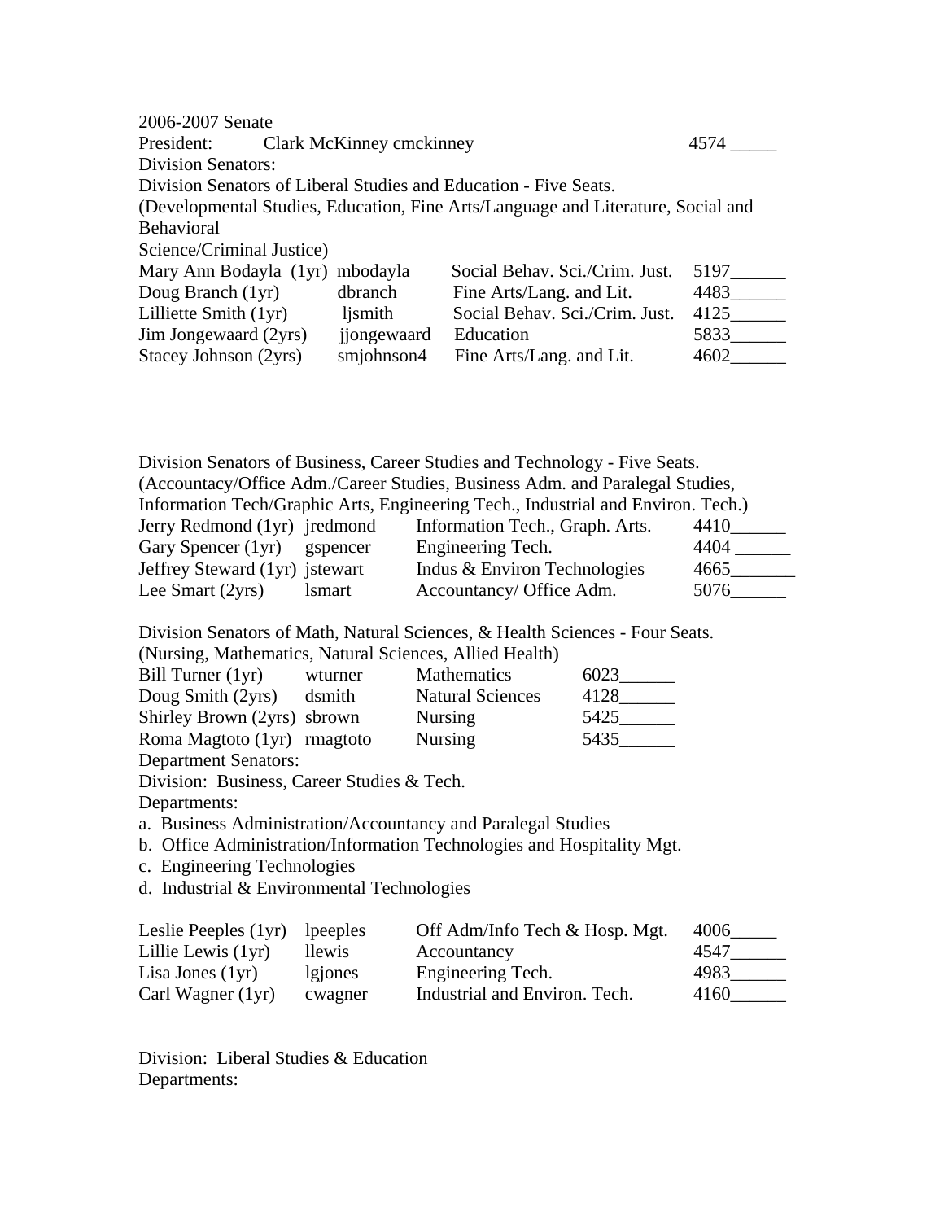2006-2007 Senate

President: Clark McKinney cmckinney 4574 _____

Division Senators:

Division Senators of Liberal Studies and Education - Five Seats.

(Developmental Studies, Education, Fine Arts/Language and Literature, Social and Behavioral Science/Criminal Justice)

| | | | |
|---|---|---|---|
| Mary Ann Bodayla (1yr) | mbodayla | Social Behav. Sci./Crim. Just. | 5197______ |
| Doug Branch (1yr) | dbranch | Fine Arts/Lang. and Lit. | 4483______ |
| Lilliette Smith (1yr) | ljsmith | Social Behav. Sci./Crim. Just. | 4125______ |
| Jim Jongewaard (2yrs) | jjongewaard | Education | 5833______ |
| Stacey Johnson (2yrs) | smjohnson4 | Fine Arts/Lang. and Lit. | 4602______ |

Division Senators of Business, Career Studies and Technology - Five Seats.

(Accountacy/Office Adm./Career Studies, Business Adm. and Paralegal Studies, Information Tech/Graphic Arts, Engineering Tech., Industrial and Environ. Tech.)

| | | | |
|---|---|---|---|
| Jerry Redmond (1yr) | jredmond | Information Tech., Graph. Arts. | 4410______ |
| Gary Spencer (1yr) | gspencer | Engineering Tech. | 4404 ______ |
| Jeffrey Steward (1yr) | jstewart | Indus & Environ Technologies | 4665_______ |
| Lee Smart (2yrs) | lsmart | Accountancy/ Office Adm. | 5076______ |

Division Senators of Math, Natural Sciences, & Health Sciences - Four Seats.

(Nursing, Mathematics, Natural Sciences, Allied Health)

| | | | |
|---|---|---|---|
| Bill Turner (1yr) | wturner | Mathematics | 6023______ |
| Doug Smith (2yrs) | dsmith | Natural Sciences | 4128______ |
| Shirley Brown (2yrs) | sbrown | Nursing | 5425______ |
| Roma Magtoto (1yr) | rmagtoto | Nursing | 5435______ |

Department Senators:

Division: Business, Career Studies & Tech.

Departments:

a. Business Administration/Accountancy and Paralegal Studies
b. Office Administration/Information Technologies and Hospitality Mgt.
c. Engineering Technologies
d. Industrial & Environmental Technologies

| | | | |
|---|---|---|---|
| Leslie Peeples (1yr) | lpeeples | Off Adm/Info Tech & Hosp. Mgt. | 4006_____ |
| Lillie Lewis (1yr) | llewis | Accountancy | 4547______ |
| Lisa Jones (1yr) | lgjones | Engineering Tech. | 4983______ |
| Carl Wagner (1yr) | cwagner | Industrial and Environ. Tech. | 4160______ |

Division: Liberal Studies & Education

Departments: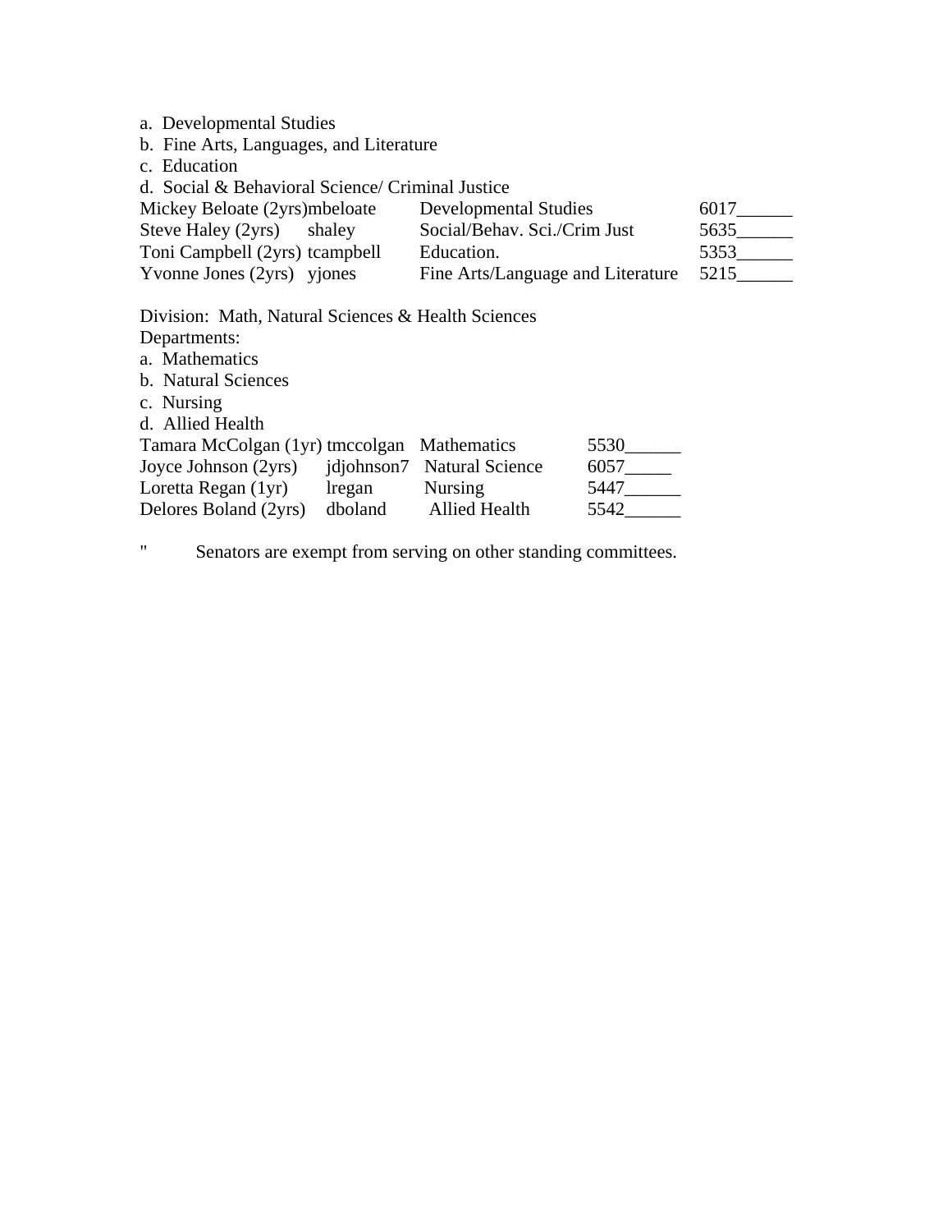a. Developmental Studies
b. Fine Arts, Languages, and Literature
c. Education
d. Social & Behavioral Science/ Criminal Justice

| | | | |
|---|---|---|---|
| Mickey Beloate (2yrs) | mbeloate | Developmental Studies | 6017______ |
| Steve Haley (2yrs) | shaley | Social/Behav. Sci./Crim Just | 5635______ |
| Toni Campbell (2yrs) | tcampbell | Education. | 5353______ |
| Yvonne Jones (2yrs) | yjones | Fine Arts/Language and Literature | 5215______ |

Division: Math, Natural Sciences & Health Sciences
Departments:
a. Mathematics
b. Natural Sciences
c. Nursing
d. Allied Health

| | | | |
|---|---|---|---|
| Tamara McColgan (1yr) | tmccolgan | Mathematics | 5530______ |
| Joyce Johnson (2yrs) | jdjohnson7 | Natural Science | 6057_____ |
| Loretta Regan (1yr) | lregan | Nursing | 5447______ |
| Delores Boland (2yrs) | dboland | Allied Health | 5542______ |

" Senators are exempt from serving on other standing committees.